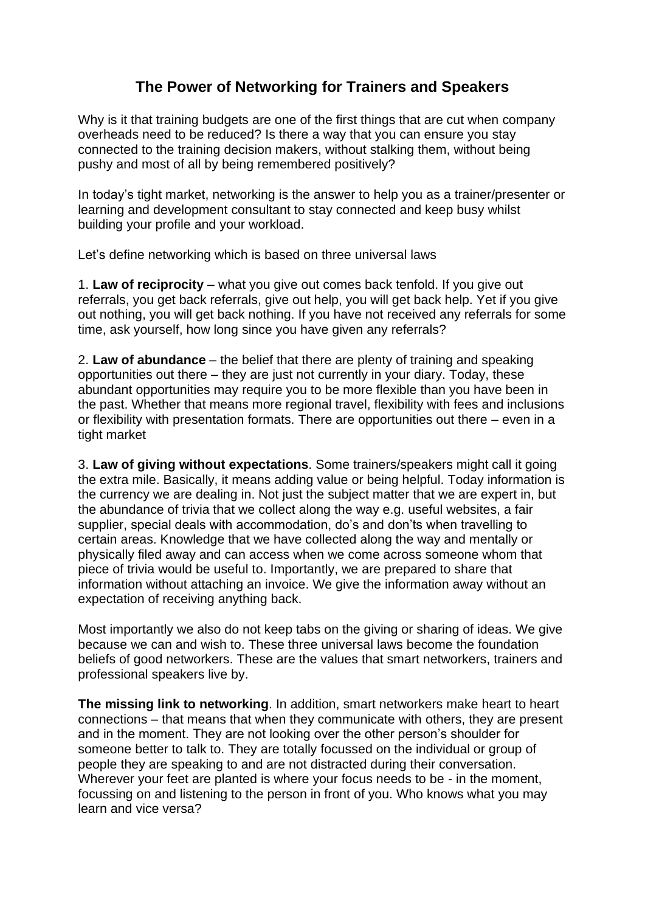# The Power of Networking for Trainers and Speakers

Why is it that training budgets are one of the first things that are cut when company overheads need to be reduced? Is there a way that you can ensure you stay connected to the training decision makers, without stalking them, without being pushy and most of all by being remembered positively?

In today's tight market, networking is the answer to help you as a trainer/presenter or learning and development consultant to stay connected and keep busy whilst building your profile and your workload.

Let's define networking which is based on three universal laws

1. **Law of reciprocity** – what you give out comes back tenfold. If you give out referrals, you get back referrals, give out help, you will get back help. Yet if you give out nothing, you will get back nothing. If you have not received any referrals for some time, ask yourself, how long since you have given any referrals?

2. **Law of abundance** – the belief that there are plenty of training and speaking opportunities out there – they are just not currently in your diary. Today, these abundant opportunities may require you to be more flexible than you have been in the past. Whether that means more regional travel, flexibility with fees and inclusions or flexibility with presentation formats. There are opportunities out there – even in a tight market

3. **Law of giving without expectations**. Some trainers/speakers might call it going the extra mile. Basically, it means adding value or being helpful. Today information is the currency we are dealing in. Not just the subject matter that we are expert in, but the abundance of trivia that we collect along the way e.g. useful websites, a fair supplier, special deals with accommodation, do's and don'ts when travelling to certain areas. Knowledge that we have collected along the way and mentally or physically filed away and can access when we come across someone whom that piece of trivia would be useful to. Importantly, we are prepared to share that information without attaching an invoice. We give the information away without an expectation of receiving anything back.

Most importantly we also do not keep tabs on the giving or sharing of ideas. We give because we can and wish to. These three universal laws become the foundation beliefs of good networkers. These are the values that smart networkers, trainers and professional speakers live by.

**The missing link to networking**. In addition, smart networkers make heart to heart connections – that means that when they communicate with others, they are present and in the moment. They are not looking over the other person's shoulder for someone better to talk to. They are totally focussed on the individual or group of people they are speaking to and are not distracted during their conversation. Wherever your feet are planted is where your focus needs to be - in the moment, focussing on and listening to the person in front of you. Who knows what you may learn and vice versa?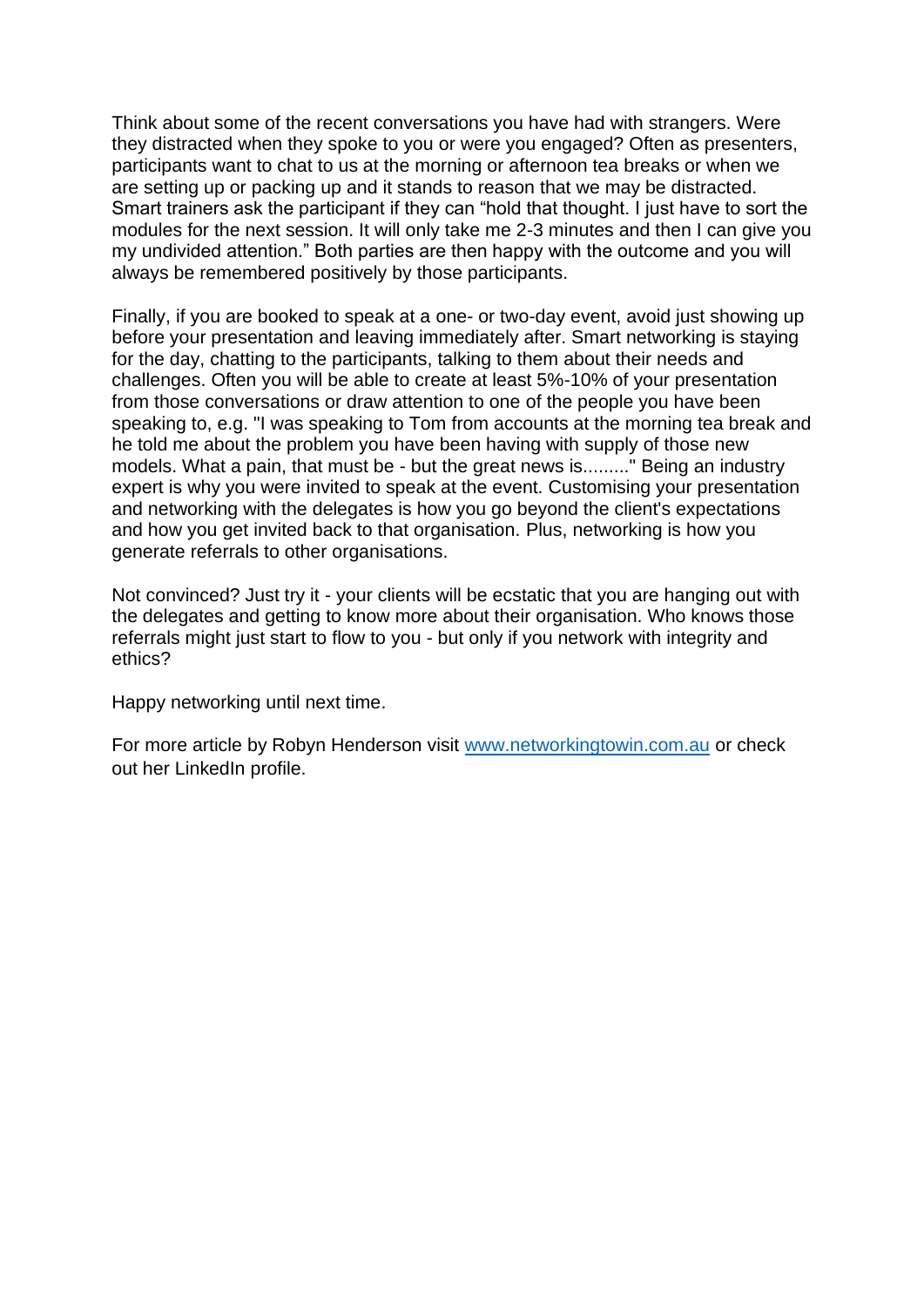Think about some of the recent conversations you have had with strangers. Were they distracted when they spoke to you or were you engaged? Often as presenters, participants want to chat to us at the morning or afternoon tea breaks or when we are setting up or packing up and it stands to reason that we may be distracted. Smart trainers ask the participant if they can "hold that thought. I just have to sort the modules for the next session. It will only take me 2-3 minutes and then I can give you my undivided attention." Both parties are then happy with the outcome and you will always be remembered positively by those participants.

Finally, if you are booked to speak at a one- or two-day event, avoid just showing up before your presentation and leaving immediately after. Smart networking is staying for the day, chatting to the participants, talking to them about their needs and challenges. Often you will be able to create at least 5%-10% of your presentation from those conversations or draw attention to one of the people you have been speaking to, e.g. "I was speaking to Tom from accounts at the morning tea break and he told me about the problem you have been having with supply of those new models. What a pain, that must be - but the great news is........." Being an industry expert is why you were invited to speak at the event. Customising your presentation and networking with the delegates is how you go beyond the client's expectations and how you get invited back to that organisation. Plus, networking is how you generate referrals to other organisations.

Not convinced? Just try it - your clients will be ecstatic that you are hanging out with the delegates and getting to know more about their organisation. Who knows those referrals might just start to flow to you - but only if you network with integrity and ethics?

Happy networking until next time.

For more article by Robyn Henderson visit [www.networkingtowin.com.au](http://www.networkingtowin.com.au) or check out her LinkedIn profile.